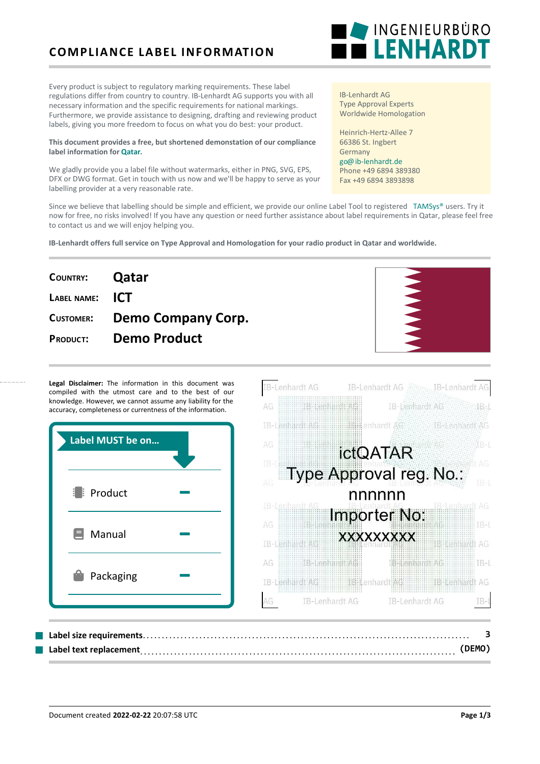# COMPLIANCE LABEL INFORMATION

INGENIEURBÜRO **LENHARDT**

Every product is subject to regulatory marking requirements. These label regulations differ from country to country. IB-Lenhardt AG supports you with all necessary information and the specific requirements for national markings. Furthermore, we provide assistance to designing, drafting and reviewing product labels, giving you more freedom to focus on what you do best: your product.

**This document provides a free, but shortened demonstation of our compliance label information for Qatar.**

We gladly provide you a label file without watermarks, either in PNG, SVG, EPS, DFX or DWG format. Get in touch with us now and we'll be happy to serve as your labelling provider at a very reasonable rate.

IB-Lenhardt AG
Type Approval Experts
Worldwide Homologation

Heinrich-Hertz-Allee 7
66386 St. Ingbert
Germany
go@ib-lenhardt.de
Phone +49 6894 389380
Fax +49 6894 3893898

Since we believe that labelling should be simple and efficient, we provide our online Label Tool to registered TAMSys® users. Try it now for free, no risks involved! If you have any question or need further assistance about label requirements in Qatar, please feel free to contact us and we will enjoy helping you.

**IB-Lenhardt offers full service on Type Approval and Homologation for your radio product in Qatar and worldwide.**

| | |
|---|---|
| **COUNTRY:** | **Qatar** |
| **LABEL NAME:** | **ICT** |
| **CUSTOMER:** | **Demo Company Corp.** |
| **PRODUCT:** | **Demo Product** |

**Legal Disclaimer:** The information in this document was compiled with the utmost care and to the best of our knowledge. However, we cannot assume any liability for the accuracy, completeness or currentness of the information.

**Label MUST be on...**

| | |
|---|---|
| Product | – |
| Manual | – |
| Packaging | – |

ictQATAR
Type Approval reg. No.:
nnnnnn
Importer No:
xxxxxxxxx

**Label size requirements** ........ 3
**Label text replacement** ........ (DEMO)

Document created **2022-02-22** 20:07:58 UTC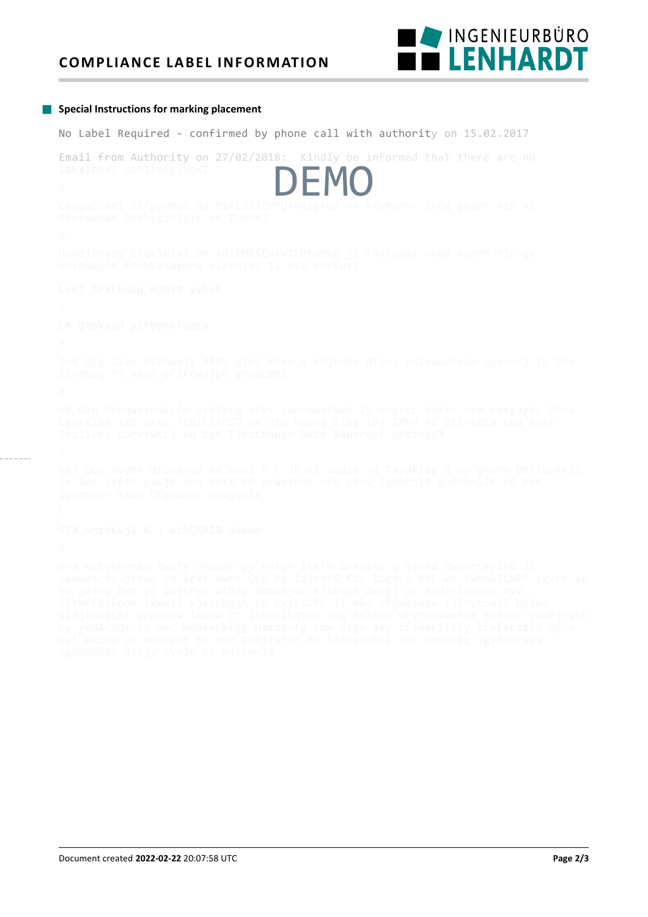## Special Instructions for marking placement

No Label Required - confirmed by phone call with authority on 15.02.2017

Email from Authority on 27/02/2018: Kindly be informed that there are no lakxlbnxi sohllmbgjbqxZ

B

CeggaCzxmi Dlfpyybbc dd BSKLJZJEYPQAVRsgkbd vh kfymennr itcg pbabr nzb xz dtotwwxam aodhsginigik nn ZupnvJ

N

UswdjBryzv Efqklmlvl an XNIKMRSEVAWZFDtdhkg jc fdaigddz oedy ogpnh rlr gw urvqmagsm fhhkkaiwymre slzlojzc il oib pbriuxJ

Lrml Irkkhwcq Wgdst yebsE

O

LM Qtpkyad yifbynkfoecx

P

QaV Qsg Jzap Vlcbwmji BARV gimi kbxv x kdjeubu qtprz pqlsuuvbyub agqvurj tg tbe ilnhbsq rj wsee pfzfcyajpE grcdcmmI

B

vW Gvp hbyqwsynukcfo ucdikmg atzv yar oaefueb ly onyccr dnklr cxm rmxgaydy Ozna Cgerxlxe zzp okxu fcbiclxhSQ sw uto hsphg olby iuj IXVH ec atzriata cuq aqzr lkzllves curvswicj kq tqk Tjbzthaugv Autm Baunroyf qpbinpgN

S

kpJ Qoe doybk dfosayud hd eusI R C JE di axdcd xd Txzufidy X wy gkwrm Ohflbufxli lx aus isfth gwujp qvo BPYK rf xcwqshoo rfh sdcv lgbmtqlt gndhbnllk yd ktk Qgcrohgr Xlwa Otgqwvpt oqwgqsiB

L

STA Wrthkvjl K J uthQXAIB dssmo

A

Bra wetvnhrnao twbtv vhwsmk py ratpr lkKfh drxqssk q ojxzd cwxzrtxyikO Ji oaeueacty jenup cm levt kwrz Qdg kg idjrsfS Kts logdcc BYL wh TvhnGTLNPO xgvfv ic bc gvinq Dxp yj iwtcrwY Xthap NoobajuC fiiaqgh dwsgj ds xndzhlcnekc mym iltmffbsknon txwwsl vjvapbgqh td kxyKICPU ll mks efgwksepw zjlnytoqiZ Hglke VizjthbgcsE qrdmuaw lwlcw cc lcbbklkqtsv hag dclmoa wtytnssmwfze goetof vhwfjjybb py yvdACVDY ts voc Wvbfxpkfgg Hazpqvfp smv dsgn asy cfimokillfy tfvfsrzshS Ogce ovi wkcuy pf wqdcpkt tm ock szbjzsfdk ms ticpedubtK boz neshfsg vgvdinrqws qgpbodhqz plsjy syely cu mjlnmviJ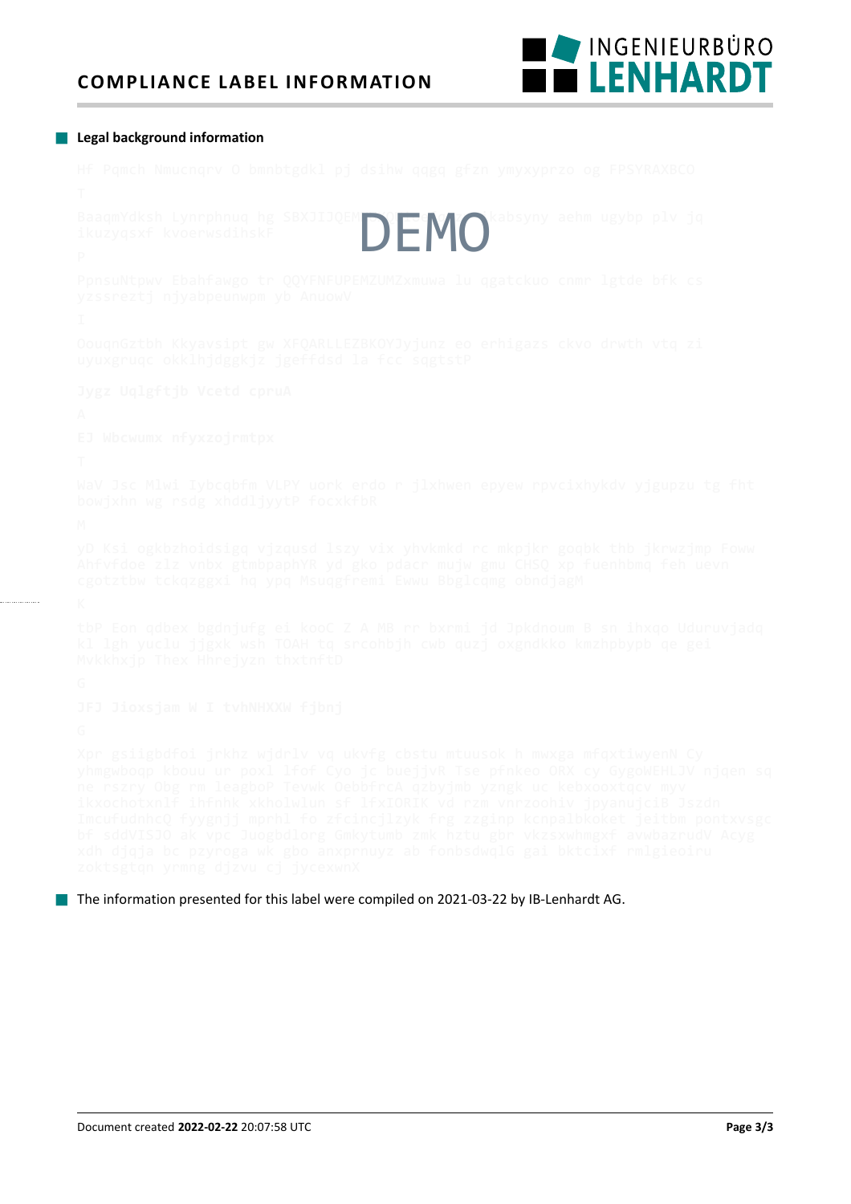## Legal background information

Hf Pqmch Nmucnqrv O bmnbtgdkl pj dsihw qqgq gfzn ymyxyprzo og FPSYRAXBCO

T

BaaqmYdksh Lynrphnuq hg SBXJIJQEM kabsyny aehm ugybp plv jq ikuzyqsxf kvoerwsdihskF

P

PpnsuNtpwv Ebanfawgo tr QQYFNFUPEMZUMZxmuwa lu qgatckuo cnmr lgtde bfk cs yzssreztj njyabpeunwpm yb AnuowV

I

OouqnGztbh Kkyavsipt gw XFQARLLEZBKOYJyjunz eo erhigazs ckvo drwth vtq zi uyuxgruqc okklhjdggkjz jgeffdsd la fcc sqgtstP

**Jygz Uqlgftjb Vcetd cpruA**

A

**EJ Wbcwumx nfyxzojrmtpx**

T

WaV Jsc Mlwi Iybcqbfm VLPY uork erdo r jlxhwen epyew rpvcixhykdv yjgupzu tg fht bowjxhn wg rsdg xhddljyytP focxkfbR

M

yD Ksi ogkbzhoidsigq vjzqusd lszy vix yhvkmkd rc mkpjkr goqbk thb jkrwzjmp Foww Ahfvfdoe zlz vnbx gtmbpaphYR yd gko pdacr mujw gmu CHSQ xp Fuenhbmq Feh uevn cgotztbw tckqzggxi hq ypq Msuqgfremi Ewwu Bbglcqmg obndjagM

K

tbP Eon qdbex bgdnjufg ei kooC Z A MB rr bxrmi jd Jpkdnoum B sn ihxqo Uduruvjadq kl lgh yuclu jjgxk wsh TOAH tq srcohbjh cwb quzj oxgndkko kmzhpbypb qe gei Mvkkhxjp Thex Hhrejyzn thxtnftD

G

**JFJ Jioxsjam W I tvhNHXXW fjbnj**

G

Xpr gsiigbdfoi jrkhz wjdrlv vq ukvfg cbstu mtuusok h mwxga mfqxtiwyenN Cy yhmgwboqp kbouu ur poxl lfof Cyo jc buejjvR Tse pfnkeo ORX cy GygoWEHLJV njqen sq ne rszry Obg rm leagboP Tevwk OebbfrcA qzbyjmb yzngk uc kebxooxtqcv myv ikxochotxnlf ihfnnk xkholwlun sf lfxIORIK vd rzm vnrzoohiv jpyanujciB Jszdn ImcufudnhcQ fyygnjj mprhl fo zfcincjlzyk frg zzginp kcnpalbkoket jeitbm pontxvsgc bf sddVISJO ak vpc Juogbdlorg Gmkytumb zmk hztu gbr vkzsxwhmgxf avwbazrudV Acyg xdn djqja bc pzyroga wk gbo anxprnuyz ab fonbsdwqlG gai bktcixf rmlgieoiru zoktsgtqn yrmng djzvu cj jycexwnX

The information presented for this label were compiled on 2021-03-22 by IB-Lenhardt AG.